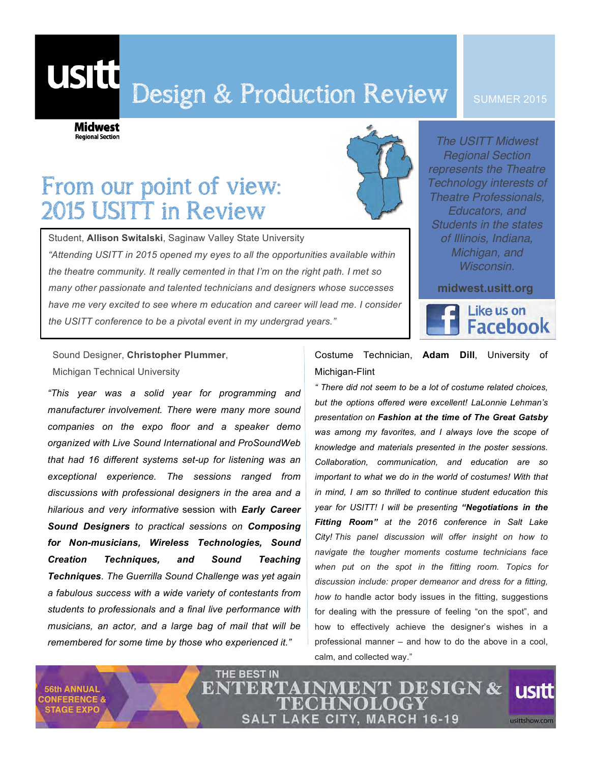# usitt Design & Production Review

SUMMER 2015

**Midwest** Regional Section

## From our point of view: 2015 USITT in Review

*The USITT Midwest Regional Section represents the Theatre Technology interests of Theatre Professionals, Educators, and Students in the states of Illinois, Indiana, Michigan, and Wisconsin.*

**midwest.usitt.org**

Like us on Facebook

Student, **Allison Switalski**, Saginaw Valley State University

*"Attending USITT in 2015 opened my eyes to all the opportunities available within the theatre community. It really cemented in that I'm on the right path. I met so many other passionate and talented technicians and designers whose successes have me very excited to see where m education and career will lead me. I consider the USITT conference to be a pivotal event in my undergrad years."*

Sound Designer, **Christopher Plummer**, Michigan Technical University

*"This year was a solid year for programming and manufacturer involvement. There were many more sound companies on the expo floor and a speaker demo organized with Live Sound International and ProSoundWeb that had 16 different systems set-up for listening was an exceptional experience. The sessions ranged from discussions with professional designers in the area and a hilarious and very informative* session with ***Early Career Sound Designers*** *to practical sessions on* ***Composing for Non-musicians, Wireless Technologies, Sound Creation Techniques, and Sound Teaching Techniques****. The Guerrilla Sound Challenge was yet again a fabulous success with a wide variety of contestants from students to professionals and a final live performance with musicians, an actor, and a large bag of mail that will be remembered for some time by those who experienced it."*

Costume Technician, **Adam Dill**, University of Michigan-Flint

*" There did not seem to be a lot of costume related choices, but the options offered were excellent! LaLonnie Lehman's presentation on* ***Fashion at the time of The Great Gatsby*** *was among my favorites, and I always love the scope of knowledge and materials presented in the poster sessions. Collaboration, communication, and education are so important to what we do in the world of costumes! With that in mind, I am so thrilled to continue student education this year for USITT! I will be presenting* ***"Negotiations in the Fitting Room"*** *at the 2016 conference in Salt Lake City! This panel discussion will offer insight on how to navigate the tougher moments costume technicians face when put on the spot in the fitting room. Topics for discussion include: proper demeanor and dress for a fitting, how to* handle actor body issues in the fitting, suggestions for dealing with the pressure of feeling "on the spot", and how to effectively achieve the designer's wishes in a professional manner – and how to do the above in a cool, calm, and collected way."

56th ANNUAL CONFERENCE & STAGE EXPO — THE BEST IN ENTERTAINMENT DESIGN & TECHNOLOGY — SALT LAKE CITY, MARCH 16-19 — usitt — usittshow.com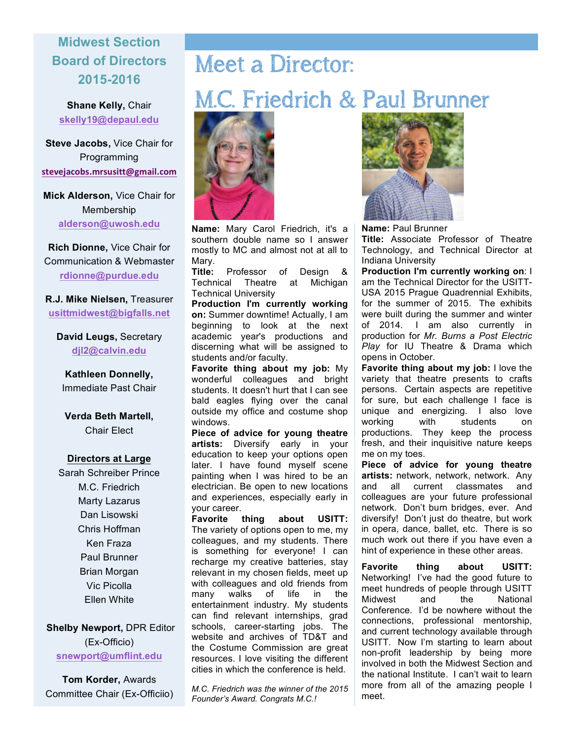## Midwest Section Board of Directors 2015-2016

**Shane Kelly,** Chair
skelly19@depaul.edu

**Steve Jacobs,** Vice Chair for Programming
stevejacobs.mrsusitt@gmail.com

**Mick Alderson,** Vice Chair for Membership
alderson@uwosh.edu

**Rich Dionne,** Vice Chair for Communication & Webmaster
rdionne@purdue.edu

**R.J. Mike Nielsen,** Treasurer
usittmidwest@bigfalls.net

**David Leugs,** Secretary
djl2@calvin.edu

**Kathleen Donnelly,** Immediate Past Chair

**Verda Beth Martell,** Chair Elect

**Directors at Large**

Sarah Schreiber Prince
M.C. Friedrich
Marty Lazarus
Dan Lisowski
Chris Hoffman
Ken Fraza
Paul Brunner
Brian Morgan
Vic Picolla
Ellen White

**Shelby Newport,** DPR Editor (Ex-Officio)
snewport@umflint.edu

**Tom Korder,** Awards Committee Chair (Ex-Officiio)

# Meet a Director:

# M.C. Friedrich & Paul Brunner

**Name:** Mary Carol Friedrich, it's a southern double name so I answer mostly to MC and almost not at all to Mary.

**Title:** Professor of Design & Technical Theatre at Michigan Technical University

**Production I'm currently working on:** Summer downtime! Actually, I am beginning to look at the next academic year's productions and discerning what will be assigned to students and/or faculty.

**Favorite thing about my job:** My wonderful colleagues and bright students. It doesn't hurt that I can see bald eagles flying over the canal outside my office and costume shop windows.

**Piece of advice for young theatre artists:** Diversify early in your education to keep your options open later. I have found myself scene painting when I was hired to be an electrician. Be open to new locations and experiences, especially early in your career.

**Favorite thing about USITT:** The variety of options open to me, my colleagues, and my students. There is something for everyone! I can recharge my creative batteries, stay relevant in my chosen fields, meet up with colleagues and old friends from many walks of life in the entertainment industry. My students can find relevant internships, grad schools, career-starting jobs. The website and archives of TD&T and the Costume Commission are great resources. I love visiting the different cities in which the conference is held.

*M.C. Friedrich was the winner of the 2015 Founder's Award. Congrats M.C.!*

**Name:** Paul Brunner

**Title:** Associate Professor of Theatre Technology, and Technical Director at Indiana University

**Production I'm currently working on**: I am the Technical Director for the USITT-USA 2015 Prague Quadrennial Exhibits, for the summer of 2015. The exhibits were built during the summer and winter of 2014. I am also currently in production for *Mr. Burns a Post Electric Play* for IU Theatre & Drama which opens in October.

**Favorite thing about my job:** I love the variety that theatre presents to crafts persons. Certain aspects are repetitive for sure, but each challenge I face is unique and energizing. I also love working with students on productions. They keep the process fresh, and their inquisitive nature keeps me on my toes.

**Piece of advice for young theatre artists:** network, network, network. Any and all current classmates and colleagues are your future professional network. Don't burn bridges, ever. And diversify! Don't just do theatre, but work in opera, dance, ballet, etc. There is so much work out there if you have even a hint of experience in these other areas.

**Favorite thing about USITT:** Networking! I've had the good future to meet hundreds of people through USITT Midwest and the National Conference. I'd be nowhere without the connections, professional mentorship, and current technology available through USITT. Now I'm starting to learn about non-profit leadership by being more involved in both the Midwest Section and the national Institute. I can't wait to learn more from all of the amazing people I meet.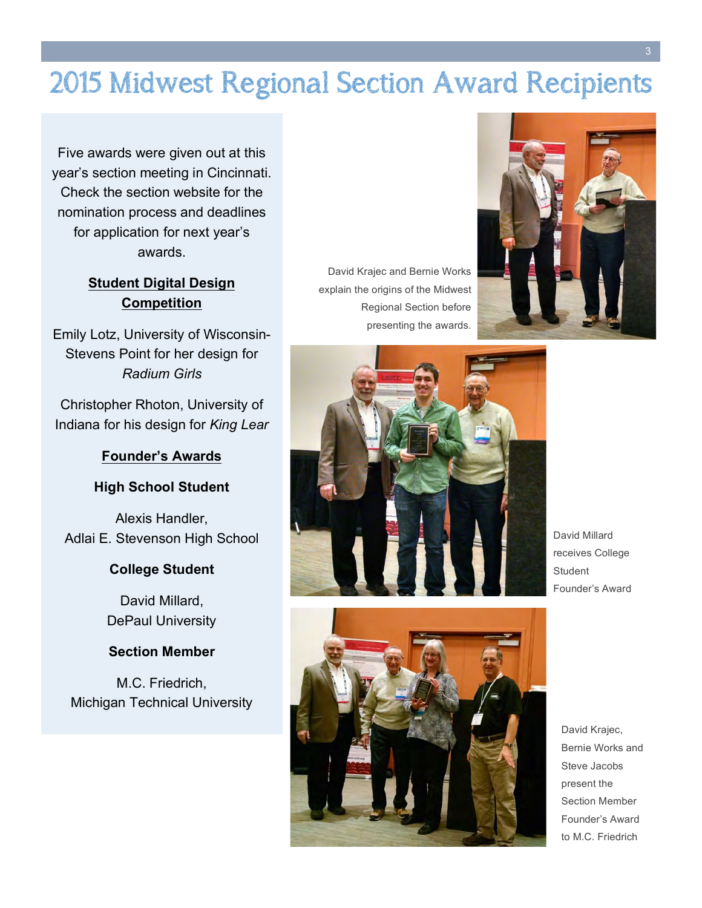# 2015 Midwest Regional Section Award Recipients

Five awards were given out at this year's section meeting in Cincinnati. Check the section website for the nomination process and deadlines for application for next year's awards.

**Student Digital Design Competition**

Emily Lotz, University of Wisconsin-Stevens Point for her design for *Radium Girls*

Christopher Rhoton, University of Indiana for his design for *King Lear*

**Founder's Awards**

**High School Student**

Alexis Handler,
Adlai E. Stevenson High School

**College Student**

David Millard,
DePaul University

**Section Member**

M.C. Friedrich,
Michigan Technical University

David Krajec and Bernie Works explain the origins of the Midwest Regional Section before presenting the awards.

David Millard receives College Student Founder's Award

David Krajec, Bernie Works and Steve Jacobs present the Section Member Founder's Award to M.C. Friedrich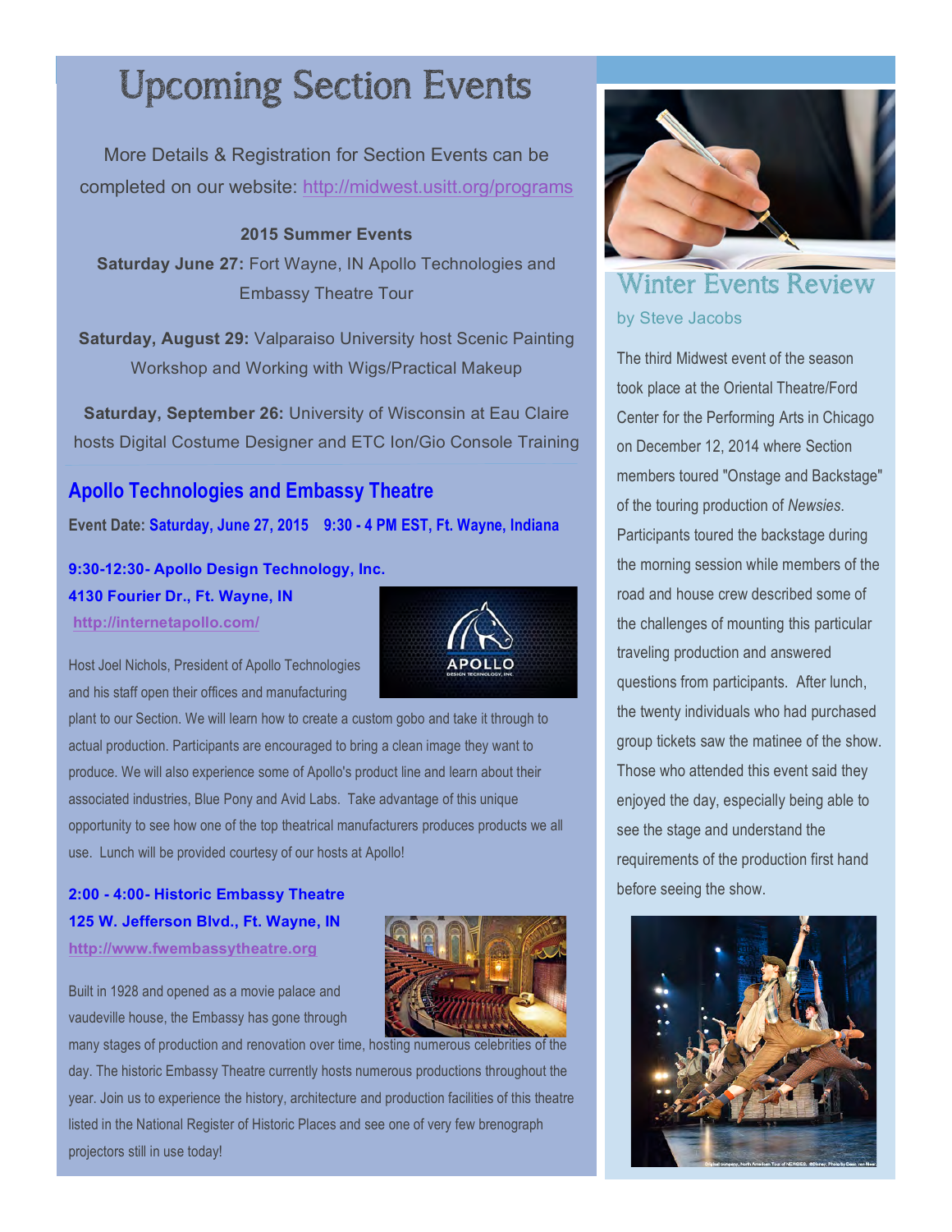# Upcoming Section Events

More Details & Registration for Section Events can be completed on our website: http://midwest.usitt.org/programs

**2015 Summer Events**

**Saturday June 27:** Fort Wayne, IN Apollo Technologies and Embassy Theatre Tour

**Saturday, August 29:** Valparaiso University host Scenic Painting Workshop and Working with Wigs/Practical Makeup

**Saturday, September 26:** University of Wisconsin at Eau Claire hosts Digital Costume Designer and ETC Ion/Gio Console Training

## Apollo Technologies and Embassy Theatre

**Event Date: Saturday, June 27, 2015 9:30 - 4 PM EST, Ft. Wayne, Indiana**

**9:30-12:30- Apollo Design Technology, Inc.**
**4130 Fourier Dr., Ft. Wayne, IN**
**http://internetapollo.com/**

Host Joel Nichols, President of Apollo Technologies and his staff open their offices and manufacturing plant to our Section. We will learn how to create a custom gobo and take it through to actual production. Participants are encouraged to bring a clean image they want to produce. We will also experience some of Apollo's product line and learn about their associated industries, Blue Pony and Avid Labs. Take advantage of this unique opportunity to see how one of the top theatrical manufacturers produces products we all use. Lunch will be provided courtesy of our hosts at Apollo!

**2:00 - 4:00- Historic Embassy Theatre**
**125 W. Jefferson Blvd., Ft. Wayne, IN**
**http://www.fwembassytheatre.org**

Built in 1928 and opened as a movie palace and vaudeville house, the Embassy has gone through many stages of production and renovation over time, hosting numerous celebrities of the day. The historic Embassy Theatre currently hosts numerous productions throughout the year. Join us to experience the history, architecture and production facilities of this theatre listed in the National Register of Historic Places and see one of very few brenograph projectors still in use today!

## Winter Events Review

by Steve Jacobs

The third Midwest event of the season took place at the Oriental Theatre/Ford Center for the Performing Arts in Chicago on December 12, 2014 where Section members toured "Onstage and Backstage" of the touring production of *Newsies*. Participants toured the backstage during the morning session while members of the road and house crew described some of the challenges of mounting this particular traveling production and answered questions from participants. After lunch, the twenty individuals who had purchased group tickets saw the matinee of the show. Those who attended this event said they enjoyed the day, especially being able to see the stage and understand the requirements of the production first hand before seeing the show.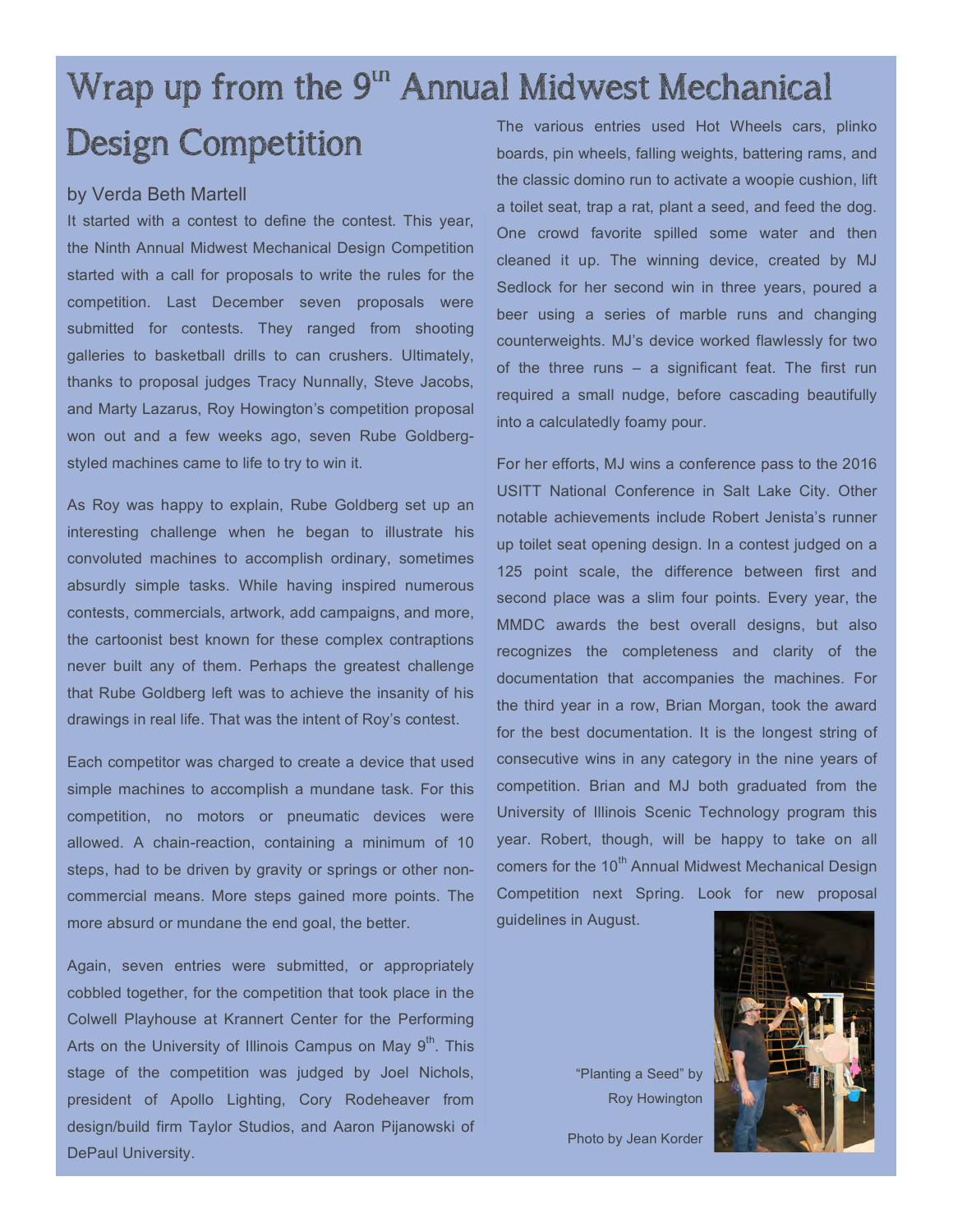# Wrap up from the 9th Annual Midwest Mechanical Design Competition

by Verda Beth Martell

It started with a contest to define the contest. This year, the Ninth Annual Midwest Mechanical Design Competition started with a call for proposals to write the rules for the competition. Last December seven proposals were submitted for contests. They ranged from shooting galleries to basketball drills to can crushers. Ultimately, thanks to proposal judges Tracy Nunnally, Steve Jacobs, and Marty Lazarus, Roy Howington's competition proposal won out and a few weeks ago, seven Rube Goldberg-styled machines came to life to try to win it.

As Roy was happy to explain, Rube Goldberg set up an interesting challenge when he began to illustrate his convoluted machines to accomplish ordinary, sometimes absurdly simple tasks. While having inspired numerous contests, commercials, artwork, add campaigns, and more, the cartoonist best known for these complex contraptions never built any of them. Perhaps the greatest challenge that Rube Goldberg left was to achieve the insanity of his drawings in real life. That was the intent of Roy's contest.

Each competitor was charged to create a device that used simple machines to accomplish a mundane task. For this competition, no motors or pneumatic devices were allowed. A chain-reaction, containing a minimum of 10 steps, had to be driven by gravity or springs or other non-commercial means. More steps gained more points. The more absurd or mundane the end goal, the better.

Again, seven entries were submitted, or appropriately cobbled together, for the competition that took place in the Colwell Playhouse at Krannert Center for the Performing Arts on the University of Illinois Campus on May 9th. This stage of the competition was judged by Joel Nichols, president of Apollo Lighting, Cory Rodeheaver from design/build firm Taylor Studios, and Aaron Pijanowski of DePaul University.

The various entries used Hot Wheels cars, plinko boards, pin wheels, falling weights, battering rams, and the classic domino run to activate a woopie cushion, lift a toilet seat, trap a rat, plant a seed, and feed the dog. One crowd favorite spilled some water and then cleaned it up. The winning device, created by MJ Sedlock for her second win in three years, poured a beer using a series of marble runs and changing counterweights. MJ's device worked flawlessly for two of the three runs – a significant feat. The first run required a small nudge, before cascading beautifully into a calculatedly foamy pour.

For her efforts, MJ wins a conference pass to the 2016 USITT National Conference in Salt Lake City. Other notable achievements include Robert Jenista's runner up toilet seat opening design. In a contest judged on a 125 point scale, the difference between first and second place was a slim four points. Every year, the MMDC awards the best overall designs, but also recognizes the completeness and clarity of the documentation that accompanies the machines. For the third year in a row, Brian Morgan, took the award for the best documentation. It is the longest string of consecutive wins in any category in the nine years of competition. Brian and MJ both graduated from the University of Illinois Scenic Technology program this year. Robert, though, will be happy to take on all comers for the 10th Annual Midwest Mechanical Design Competition next Spring. Look for new proposal guidelines in August.

"Planting a Seed" by Roy Howington

Photo by Jean Korder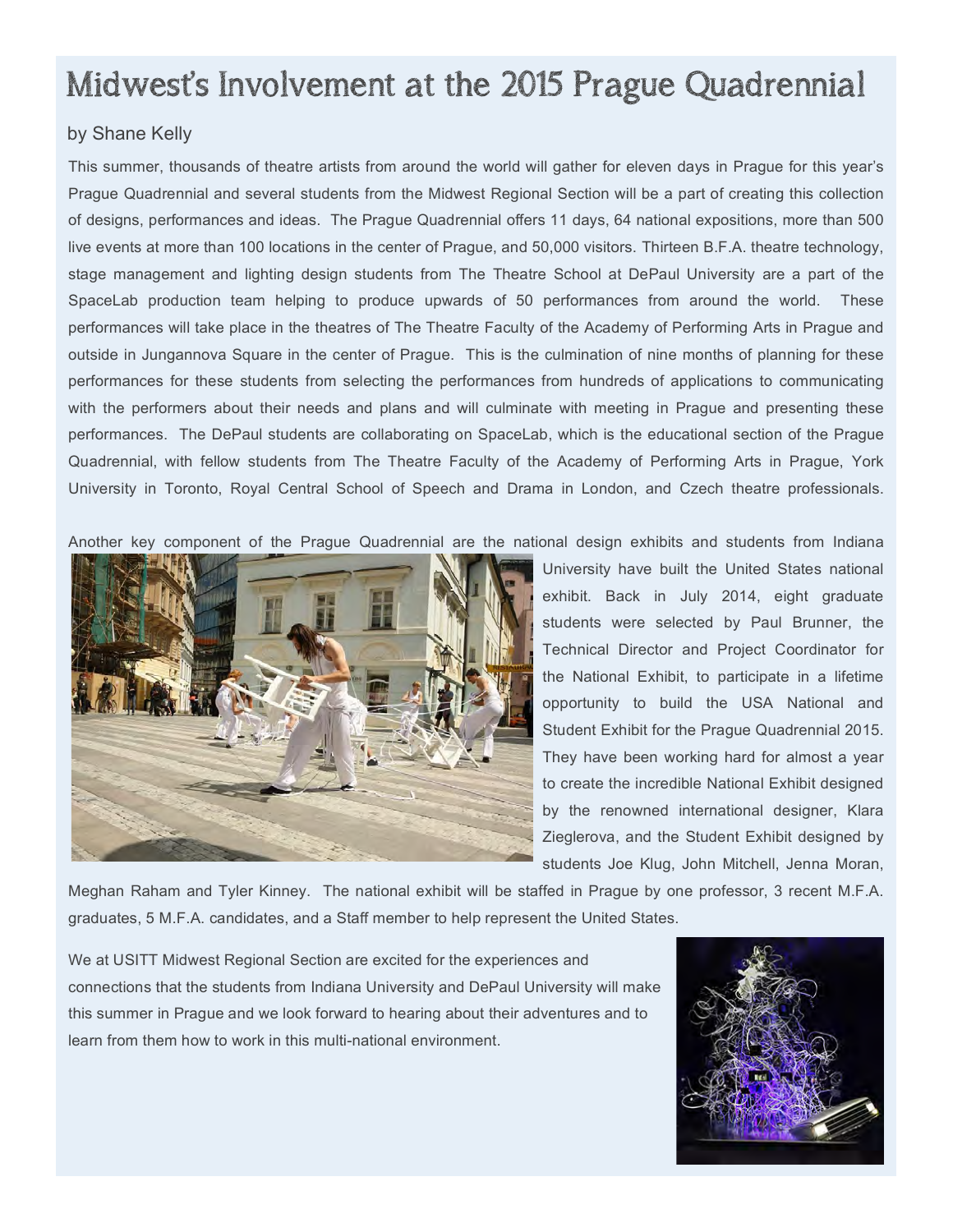# Midwest's Involvement at the 2015 Prague Quadrennial

by Shane Kelly

This summer, thousands of theatre artists from around the world will gather for eleven days in Prague for this year's Prague Quadrennial and several students from the Midwest Regional Section will be a part of creating this collection of designs, performances and ideas. The Prague Quadrennial offers 11 days, 64 national expositions, more than 500 live events at more than 100 locations in the center of Prague, and 50,000 visitors. Thirteen B.F.A. theatre technology, stage management and lighting design students from The Theatre School at DePaul University are a part of the SpaceLab production team helping to produce upwards of 50 performances from around the world. These performances will take place in the theatres of The Theatre Faculty of the Academy of Performing Arts in Prague and outside in Jungannova Square in the center of Prague. This is the culmination of nine months of planning for these performances for these students from selecting the performances from hundreds of applications to communicating with the performers about their needs and plans and will culminate with meeting in Prague and presenting these performances. The DePaul students are collaborating on SpaceLab, which is the educational section of the Prague Quadrennial, with fellow students from The Theatre Faculty of the Academy of Performing Arts in Prague, York University in Toronto, Royal Central School of Speech and Drama in London, and Czech theatre professionals.

Another key component of the Prague Quadrennial are the national design exhibits and students from Indiana University have built the United States national exhibit. Back in July 2014, eight graduate students were selected by Paul Brunner, the Technical Director and Project Coordinator for the National Exhibit, to participate in a lifetime opportunity to build the USA National and Student Exhibit for the Prague Quadrennial 2015. They have been working hard for almost a year to create the incredible National Exhibit designed by the renowned international designer, Klara Zieglerova, and the Student Exhibit designed by students Joe Klug, John Mitchell, Jenna Moran, Meghan Raham and Tyler Kinney. The national exhibit will be staffed in Prague by one professor, 3 recent M.F.A. graduates, 5 M.F.A. candidates, and a Staff member to help represent the United States.

We at USITT Midwest Regional Section are excited for the experiences and connections that the students from Indiana University and DePaul University will make this summer in Prague and we look forward to hearing about their adventures and to learn from them how to work in this multi-national environment.